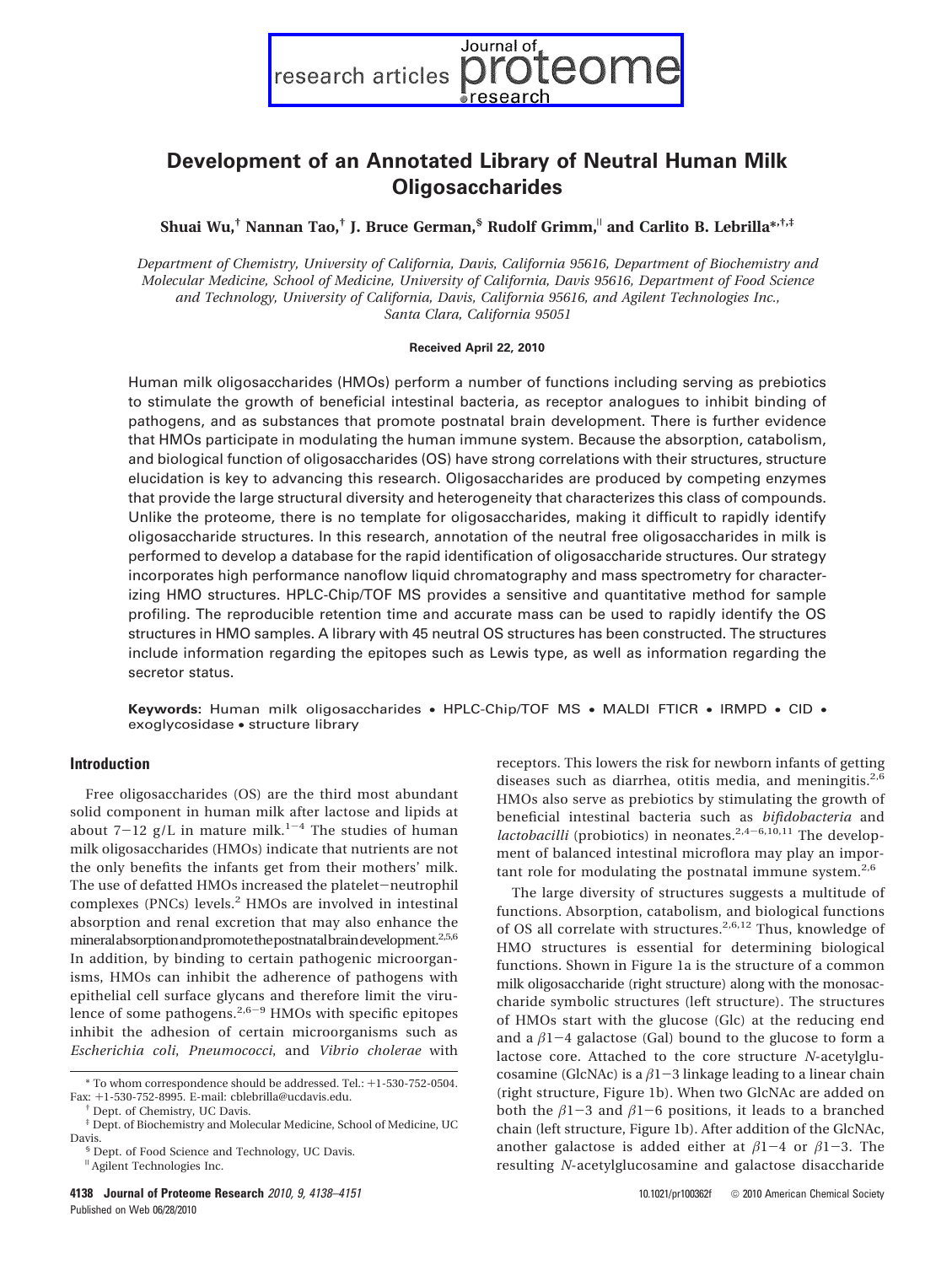# Development of an Annotated Library of Neutral Human Milk Oligosaccharides

**Shuai Wu,[†] Nannan Tao,[†] J. Bruce German,[§] Rudolf Grimm,[∥] and Carlito B. Lebrilla*[,†,‡]**

*Department of Chemistry, University of California, Davis, California 95616, Department of Biochemistry and Molecular Medicine, School of Medicine, University of California, Davis 95616, Department of Food Science and Technology, University of California, Davis, California 95616, and Agilent Technologies Inc., Santa Clara, California 95051*

**Received April 22, 2010**

Human milk oligosaccharides (HMOs) perform a number of functions including serving as prebiotics to stimulate the growth of beneficial intestinal bacteria, as receptor analogues to inhibit binding of pathogens, and as substances that promote postnatal brain development. There is further evidence that HMOs participate in modulating the human immune system. Because the absorption, catabolism, and biological function of oligosaccharides (OS) have strong correlations with their structures, structure elucidation is key to advancing this research. Oligosaccharides are produced by competing enzymes that provide the large structural diversity and heterogeneity that characterizes this class of compounds. Unlike the proteome, there is no template for oligosaccharides, making it difficult to rapidly identify oligosaccharide structures. In this research, annotation of the neutral free oligosaccharides in milk is performed to develop a database for the rapid identification of oligosaccharide structures. Our strategy incorporates high performance nanoflow liquid chromatography and mass spectrometry for characterizing HMO structures. HPLC-Chip/TOF MS provides a sensitive and quantitative method for sample profiling. The reproducible retention time and accurate mass can be used to rapidly identify the OS structures in HMO samples. A library with 45 neutral OS structures has been constructed. The structures include information regarding the epitopes such as Lewis type, as well as information regarding the secretor status.

**Keywords:** Human milk oligosaccharides • HPLC-Chip/TOF MS • MALDI FTICR • IRMPD • CID • exoglycosidase • structure library

## Introduction

Free oligosaccharides (OS) are the third most abundant solid component in human milk after lactose and lipids at about 7−12 g/L in mature milk.[1−4] The studies of human milk oligosaccharides (HMOs) indicate that nutrients are not the only benefits the infants get from their mothers' milk. The use of defatted HMOs increased the platelet−neutrophil complexes (PNCs) levels.[2] HMOs are involved in intestinal absorption and renal excretion that may also enhance the mineral absorption and promote the postnatal brain development.[2,5,6] In addition, by binding to certain pathogenic microorganisms, HMOs can inhibit the adherence of pathogens with epithelial cell surface glycans and therefore limit the virulence of some pathogens.[2,6−9] HMOs with specific epitopes inhibit the adhesion of certain microorganisms such as *Escherichia coli*, *Pneumococci*, and *Vibrio cholerae* with receptors. This lowers the risk for newborn infants of getting diseases such as diarrhea, otitis media, and meningitis.[2,6] HMOs also serve as prebiotics by stimulating the growth of beneficial intestinal bacteria such as *bifidobacteria* and *lactobacilli* (probiotics) in neonates.[2,4−6,10,11] The development of balanced intestinal microflora may play an important role for modulating the postnatal immune system.[2,6]

The large diversity of structures suggests a multitude of functions. Absorption, catabolism, and biological functions of OS all correlate with structures.[2,6,12] Thus, knowledge of HMO structures is essential for determining biological functions. Shown in Figure 1a is the structure of a common milk oligosaccharide (right structure) along with the monosaccharide symbolic structures (left structure). The structures of HMOs start with the glucose (Glc) at the reducing end and a $\beta$1−4 galactose (Gal) bound to the glucose to form a lactose core. Attached to the core structure *N*-acetylglucosamine (GlcNAc) is a $\beta$1−3 linkage leading to a linear chain (right structure, Figure 1b). When two GlcNAc are added on both the $\beta$1−3 and $\beta$1−6 positions, it leads to a branched chain (left structure, Figure 1b). After addition of the GlcNAc, another galactose is added either at $\beta$1−4 or $\beta$1−3. The resulting *N*-acetylglucosamine and galactose disaccharide

\* To whom correspondence should be addressed. Tel.: +1-530-752-0504. Fax: +1-530-752-8995. E-mail: cblebrilla@ucdavis.edu.

† Dept. of Chemistry, UC Davis.

‡ Dept. of Biochemistry and Molecular Medicine, School of Medicine, UC Davis.

§ Dept. of Food Science and Technology, UC Davis.

∥ Agilent Technologies Inc.

10.1021/pr100362f © 2010 American Chemical Society

Published on Web 06/28/2010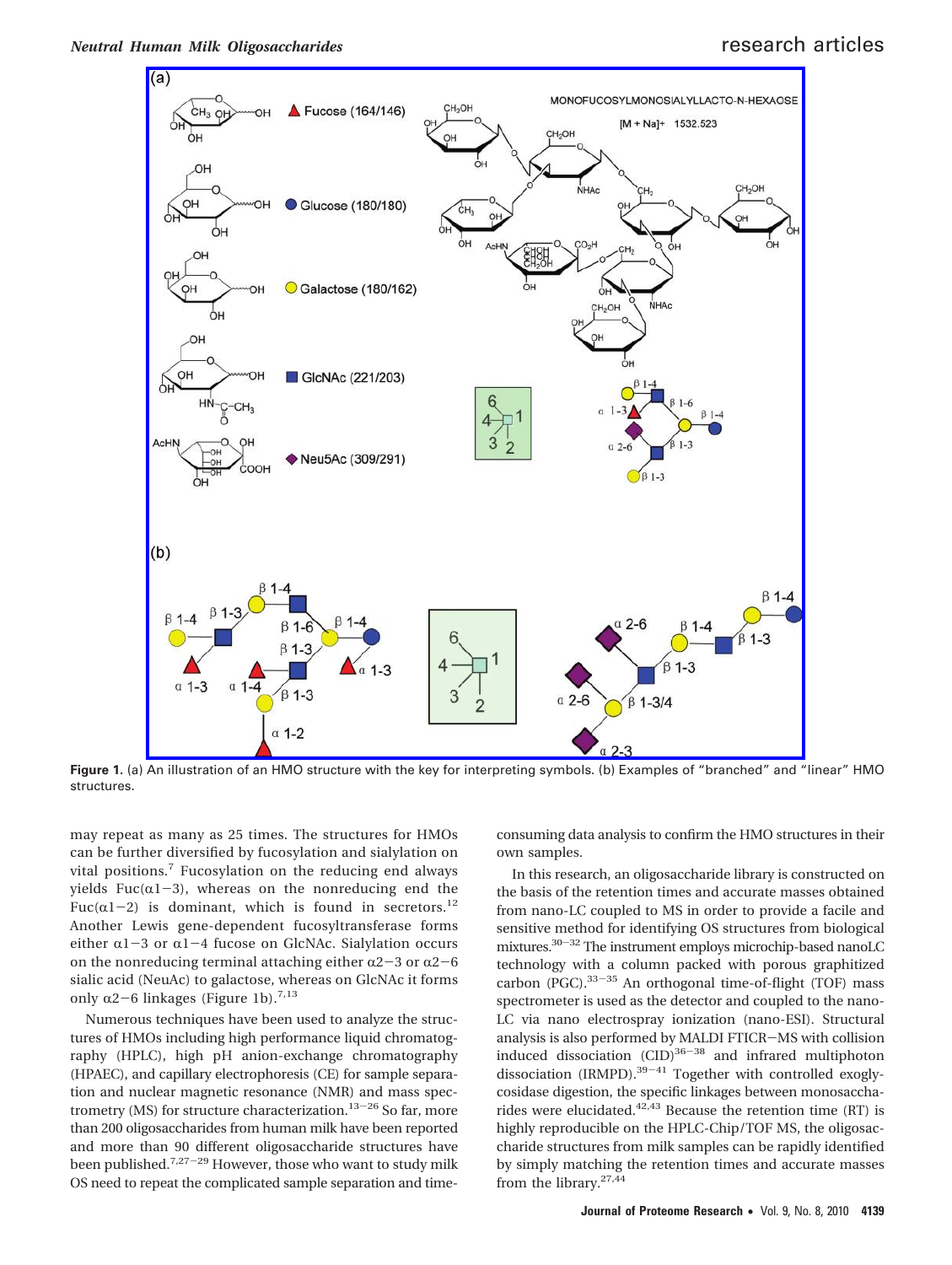**Figure 1.** (a) An illustration of an HMO structure with the key for interpreting symbols. (b) Examples of "branched" and "linear" HMO structures.

may repeat as many as 25 times. The structures for HMOs can be further diversified by fucosylation and sialylation on vital positions.[7] Fucosylation on the reducing end always yields Fuc(α1−3), whereas on the nonreducing end the Fuc(α1−2) is dominant, which is found in secretors.[12] Another Lewis gene-dependent fucosyltransferase forms either α1−3 or α1−4 fucose on GlcNAc. Sialylation occurs on the nonreducing terminal attaching either α2−3 or α2−6 sialic acid (NeuAc) to galactose, whereas on GlcNAc it forms only α2−6 linkages (Figure 1b).[7,13]

Numerous techniques have been used to analyze the structures of HMOs including high performance liquid chromatography (HPLC), high pH anion-exchange chromatography (HPAEC), and capillary electrophoresis (CE) for sample separation and nuclear magnetic resonance (NMR) and mass spectrometry (MS) for structure characterization.[13−26] So far, more than 200 oligosaccharides from human milk have been reported and more than 90 different oligosaccharide structures have been published.[7,27−29] However, those who want to study milk OS need to repeat the complicated sample separation and time-consuming data analysis to confirm the HMO structures in their own samples.

In this research, an oligosaccharide library is constructed on the basis of the retention times and accurate masses obtained from nano-LC coupled to MS in order to provide a facile and sensitive method for identifying OS structures from biological mixtures.[30−32] The instrument employs microchip-based nanoLC technology with a column packed with porous graphitized carbon (PGC).[33−35] An orthogonal time-of-flight (TOF) mass spectrometer is used as the detector and coupled to the nano-LC via nano electrospray ionization (nano-ESI). Structural analysis is also performed by MALDI FTICR−MS with collision induced dissociation (CID)[36−38] and infrared multiphoton dissociation (IRMPD).[39−41] Together with controlled exoglycosidase digestion, the specific linkages between monosaccharides were elucidated.[42,43] Because the retention time (RT) is highly reproducible on the HPLC-Chip/TOF MS, the oligosaccharide structures from milk samples can be rapidly identified by simply matching the retention times and accurate masses from the library.[27,44]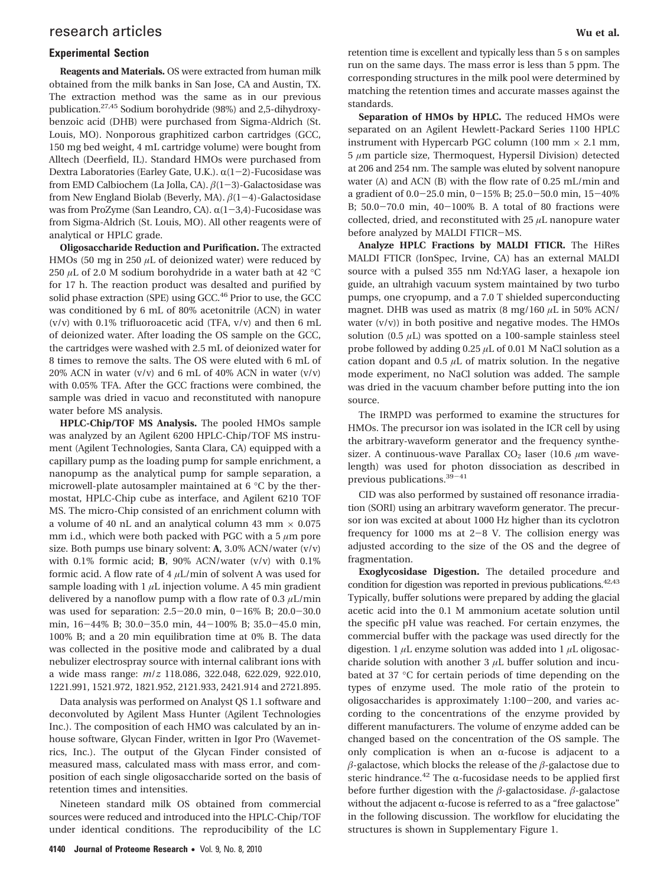## Experimental Section

**Reagents and Materials.** OS were extracted from human milk obtained from the milk banks in San Jose, CA and Austin, TX. The extraction method was the same as in our previous publication.[27,45] Sodium borohydride (98%) and 2,5-dihydroxybenzoic acid (DHB) were purchased from Sigma-Aldrich (St. Louis, MO). Nonporous graphitized carbon cartridges (GCC, 150 mg bed weight, 4 mL cartridge volume) were bought from Alltech (Deerfield, IL). Standard HMOs were purchased from Dextra Laboratories (Earley Gate, U.K.). α(1−2)-Fucosidase was from EMD Calbiochem (La Jolla, CA). β(1−3)-Galactosidase was from New England Biolab (Beverly, MA). β(1−4)-Galactosidase was from ProZyme (San Leandro, CA). α(1−3,4)-Fucosidase was from Sigma-Aldrich (St. Louis, MO). All other reagents were of analytical or HPLC grade.

**Oligosaccharide Reduction and Purification.** The extracted HMOs (50 mg in 250 μL of deionized water) were reduced by 250 μL of 2.0 M sodium borohydride in a water bath at 42 °C for 17 h. The reaction product was desalted and purified by solid phase extraction (SPE) using GCC.[46] Prior to use, the GCC was conditioned by 6 mL of 80% acetonitrile (ACN) in water (v/v) with 0.1% trifluoroacetic acid (TFA, v/v) and then 6 mL of deionized water. After loading the OS sample on the GCC, the cartridges were washed with 2.5 mL of deionized water for 8 times to remove the salts. The OS were eluted with 6 mL of 20% ACN in water (v/v) and 6 mL of 40% ACN in water (v/v) with 0.05% TFA. After the GCC fractions were combined, the sample was dried in vacuo and reconstituted with nanopure water before MS analysis.

**HPLC-Chip/TOF MS Analysis.** The pooled HMOs sample was analyzed by an Agilent 6200 HPLC-Chip/TOF MS instrument (Agilent Technologies, Santa Clara, CA) equipped with a capillary pump as the loading pump for sample enrichment, a nanopump as the analytical pump for sample separation, a microwell-plate autosampler maintained at 6 °C by the thermostat, HPLC-Chip cube as interface, and Agilent 6210 TOF MS. The micro-Chip consisted of an enrichment column with a volume of 40 nL and an analytical column 43 mm × 0.075 mm i.d., which were both packed with PGC with a 5 μm pore size. Both pumps use binary solvent: **A**, 3.0% ACN/water (v/v) with 0.1% formic acid; **B**, 90% ACN/water (v/v) with 0.1% formic acid. A flow rate of 4 μL/min of solvent A was used for sample loading with 1 μL injection volume. A 45 min gradient delivered by a nanoflow pump with a flow rate of 0.3 μL/min was used for separation: 2.5−20.0 min, 0−16% B; 20.0−30.0 min, 16−44% B; 30.0−35.0 min, 44−100% B; 35.0−45.0 min, 100% B; and a 20 min equilibration time at 0% B. The data was collected in the positive mode and calibrated by a dual nebulizer electrospray source with internal calibrant ions with a wide mass range: $m/z$ 118.086, 322.048, 622.029, 922.010, 1221.991, 1521.972, 1821.952, 2121.933, 2421.914 and 2721.895.

Data analysis was performed on Analyst QS 1.1 software and deconvoluted by Agilent Mass Hunter (Agilent Technologies Inc.). The composition of each HMO was calculated by an in-house software, Glycan Finder, written in Igor Pro (Wavemetrics, Inc.). The output of the Glycan Finder consisted of measured mass, calculated mass with mass error, and composition of each single oligosaccharide sorted on the basis of retention times and intensities.

Nineteen standard milk OS obtained from commercial sources were reduced and introduced into the HPLC-Chip/TOF under identical conditions. The reproducibility of the LC retention time is excellent and typically less than 5 s on samples run on the same days. The mass error is less than 5 ppm. The corresponding structures in the milk pool were determined by matching the retention times and accurate masses against the standards.

**Separation of HMOs by HPLC.** The reduced HMOs were separated on an Agilent Hewlett-Packard Series 1100 HPLC instrument with Hypercarb PGC column (100 mm × 2.1 mm, 5 μm particle size, Thermoquest, Hypersil Division) detected at 206 and 254 nm. The sample was eluted by solvent nanopure water (A) and ACN (B) with the flow rate of 0.25 mL/min and a gradient of 0.0−25.0 min, 0−15% B; 25.0−50.0 min, 15−40% B; 50.0−70.0 min, 40−100% B. A total of 80 fractions were collected, dried, and reconstituted with 25 μL nanopure water before analyzed by MALDI FTICR−MS.

**Analyze HPLC Fractions by MALDI FTICR.** The HiRes MALDI FTICR (IonSpec, Irvine, CA) has an external MALDI source with a pulsed 355 nm Nd:YAG laser, a hexapole ion guide, an ultrahigh vacuum system maintained by two turbo pumps, one cryopump, and a 7.0 T shielded superconducting magnet. DHB was used as matrix (8 mg/160 μL in 50% ACN/water (v/v)) in both positive and negative modes. The HMOs solution (0.5 μL) was spotted on a 100-sample stainless steel probe followed by adding 0.25 μL of 0.01 M NaCl solution as a cation dopant and 0.5 μL of matrix solution. In the negative mode experiment, no NaCl solution was added. The sample was dried in the vacuum chamber before putting into the ion source.

The IRMPD was performed to examine the structures for HMOs. The precursor ion was isolated in the ICR cell by using the arbitrary-waveform generator and the frequency synthesizer. A continuous-wave Parallax $CO_2$ laser (10.6 μm wavelength) was used for photon dissociation as described in previous publications.[39−41]

CID was also performed by sustained off resonance irradiation (SORI) using an arbitrary waveform generator. The precursor ion was excited at about 1000 Hz higher than its cyclotron frequency for 1000 ms at 2−8 V. The collision energy was adjusted according to the size of the OS and the degree of fragmentation.

**Exoglycosidase Digestion.** The detailed procedure and condition for digestion was reported in previous publications.[42,43] Typically, buffer solutions were prepared by adding the glacial acetic acid into the 0.1 M ammonium acetate solution until the specific pH value was reached. For certain enzymes, the commercial buffer with the package was used directly for the digestion. 1 μL enzyme solution was added into 1 μL oligosaccharide solution with another 3 μL buffer solution and incubated at 37 °C for certain periods of time depending on the types of enzyme used. The mole ratio of the protein to oligosaccharides is approximately 1:100−200, and varies according to the concentrations of the enzyme provided by different manufacturers. The volume of enzyme added can be changed based on the concentration of the OS sample. The only complication is when an α-fucose is adjacent to a β-galactose, which blocks the release of the β-galactose due to steric hindrance.[42] The α-fucosidase needs to be applied first before further digestion with the β-galactosidase. β-galactose without the adjacent α-fucose is referred to as a "free galactose" in the following discussion. The workflow for elucidating the structures is shown in Supplementary Figure 1.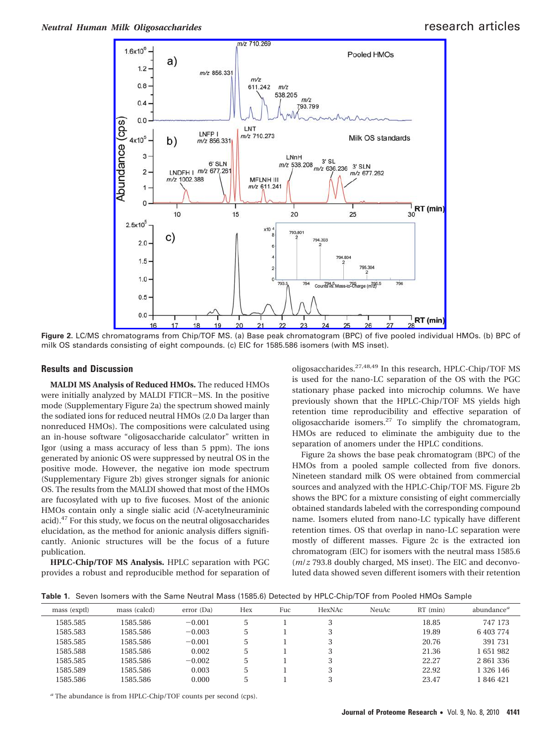Figure 2. LC/MS chromatograms from Chip/TOF MS. (a) Base peak chromatogram (BPC) of five pooled individual HMOs. (b) BPC of milk OS standards consisting of eight compounds. (c) EIC for 1585.586 isomers (with MS inset).

## Results and Discussion

**MALDI MS Analysis of Reduced HMOs.** The reduced HMOs were initially analyzed by MALDI FTICR–MS. In the positive mode (Supplementary Figure 2a) the spectrum showed mainly the sodiated ions for reduced neutral HMOs (2.0 Da larger than nonreduced HMOs). The compositions were calculated using an in-house software "oligosaccharide calculator" written in Igor (using a mass accuracy of less than 5 ppm). The ions generated by anionic OS were suppressed by neutral OS in the positive mode. However, the negative ion mode spectrum (Supplementary Figure 2b) gives stronger signals for anionic OS. The results from the MALDI showed that most of the HMOs are fucosylated with up to five fucoses. Most of the anionic HMOs contain only a single sialic acid (*N*-acetylneuraminic acid).[47] For this study, we focus on the neutral oligosaccharides elucidation, as the method for anionic analysis differs significantly. Anionic structures will be the focus of a future publication.

**HPLC-Chip/TOF MS Analysis.** HPLC separation with PGC provides a robust and reproducible method for separation of oligosaccharides.[27,48,49] In this research, HPLC-Chip/TOF MS is used for the nano-LC separation of the OS with the PGC stationary phase packed into microchip columns. We have previously shown that the HPLC-Chip/TOF MS yields high retention time reproducibility and effective separation of oligosaccharide isomers.[27] To simplify the chromatogram, HMOs are reduced to eliminate the ambiguity due to the separation of anomers under the HPLC conditions.

Figure 2a shows the base peak chromatogram (BPC) of the HMOs from a pooled sample collected from five donors. Nineteen standard milk OS were obtained from commercial sources and analyzed with the HPLC-Chip/TOF MS. Figure 2b shows the BPC for a mixture consisting of eight commercially obtained standards labeled with the corresponding compound name. Isomers eluted from nano-LC typically have different retention times. OS that overlap in nano-LC separation were mostly of different masses. Figure 2c is the extracted ion chromatogram (EIC) for isomers with the neutral mass 1585.6 ($m/z$ 793.8 doubly charged, MS inset). The EIC and deconvoluted data showed seven different isomers with their retention

**Table 1.** Seven Isomers with the Same Neutral Mass (1585.6) Detected by HPLC-Chip/TOF from Pooled HMOs Sample

| mass (exptl) | mass (calcd) | error (Da) | Hex | Fuc | HexNAc | NeuAc | RT (min) | abundance[a] |
|---|---|---|---|---|---|---|---|---|
| 1585.585 | 1585.586 | −0.001 | 5 | 1 | 3 | | 18.85 | 747 173 |
| 1585.583 | 1585.586 | −0.003 | 5 | 1 | 3 | | 19.89 | 6 403 774 |
| 1585.585 | 1585.586 | −0.001 | 5 | 1 | 3 | | 20.76 | 391 731 |
| 1585.588 | 1585.586 | 0.002 | 5 | 1 | 3 | | 21.36 | 1 651 982 |
| 1585.585 | 1585.586 | −0.002 | 5 | 1 | 3 | | 22.27 | 2 861 336 |
| 1585.589 | 1585.586 | 0.003 | 5 | 1 | 3 | | 22.92 | 1 326 146 |
| 1585.586 | 1585.586 | 0.000 | 5 | 1 | 3 | | 23.47 | 1 846 421 |

[a] The abundance is from HPLC-Chip/TOF counts per second (cps).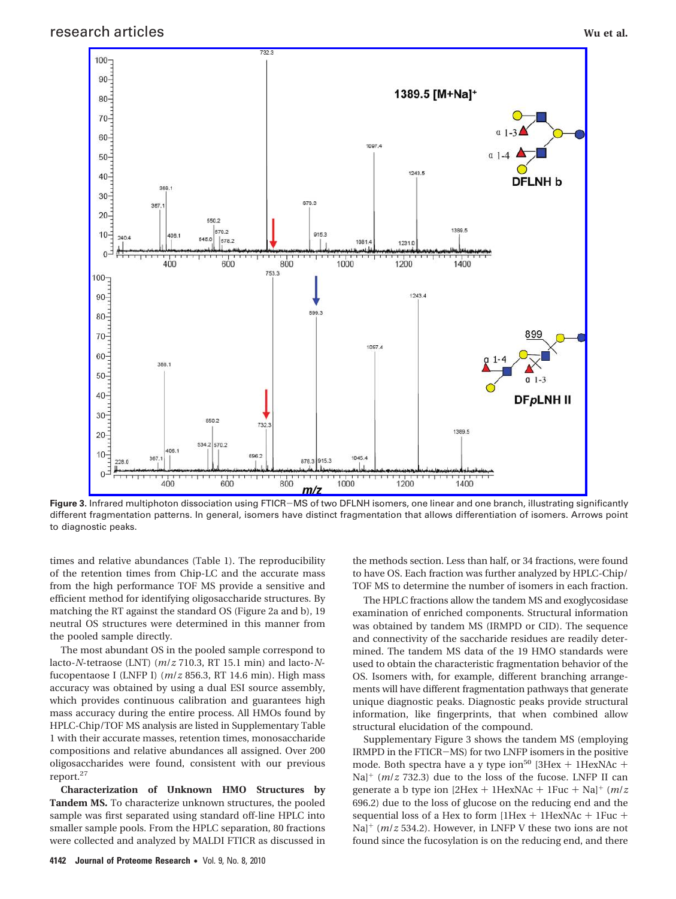**Figure 3.** Infrared multiphoton dissociation using FTICR−MS of two DFLNH isomers, one linear and one branch, illustrating significantly different fragmentation patterns. In general, isomers have distinct fragmentation that allows differentiation of isomers. Arrows point to diagnostic peaks.

times and relative abundances (Table 1). The reproducibility of the retention times from Chip-LC and the accurate mass from the high performance TOF MS provide a sensitive and efficient method for identifying oligosaccharide structures. By matching the RT against the standard OS (Figure 2a and b), 19 neutral OS structures were determined in this manner from the pooled sample directly.

The most abundant OS in the pooled sample correspond to lacto-*N*-tetraose (LNT) ($m/z$ 710.3, RT 15.1 min) and lacto-*N*-fucopentaose I (LNFP I) ($m/z$ 856.3, RT 14.6 min). High mass accuracy was obtained by using a dual ESI source assembly, which provides continuous calibration and guarantees high mass accuracy during the entire process. All HMOs found by HPLC-Chip/TOF MS analysis are listed in Supplementary Table 1 with their accurate masses, retention times, monosaccharide compositions and relative abundances all assigned. Over 200 oligosaccharides were found, consistent with our previous report.[27]

**Characterization of Unknown HMO Structures by Tandem MS.** To characterize unknown structures, the pooled sample was first separated using standard off-line HPLC into smaller sample pools. From the HPLC separation, 80 fractions were collected and analyzed by MALDI FTICR as discussed in the methods section. Less than half, or 34 fractions, were found to have OS. Each fraction was further analyzed by HPLC-Chip/TOF MS to determine the number of isomers in each fraction.

The HPLC fractions allow the tandem MS and exoglycosidase examination of enriched components. Structural information was obtained by tandem MS (IRMPD or CID). The sequence and connectivity of the saccharide residues are readily determined. The tandem MS data of the 19 HMO standards were used to obtain the characteristic fragmentation behavior of the OS. Isomers with, for example, different branching arrangements will have different fragmentation pathways that generate unique diagnostic peaks. Diagnostic peaks provide structural information, like fingerprints, that when combined allow structural elucidation of the compound.

Supplementary Figure 3 shows the tandem MS (employing IRMPD in the FTICR−MS) for two LNFP isomers in the positive mode. Both spectra have a y type ion[50] [3Hex + 1HexNAc + Na]$^+$ ($m/z$ 732.3) due to the loss of the fucose. LNFP II can generate a b type ion [2Hex + 1HexNAc + 1Fuc + Na]$^+$ ($m/z$ 696.2) due to the loss of glucose on the reducing end and the sequential loss of a Hex to form [1Hex + 1HexNAc + 1Fuc + Na]$^+$ ($m/z$ 534.2). However, in LNFP V these two ions are not found since the fucosylation is on the reducing end, and there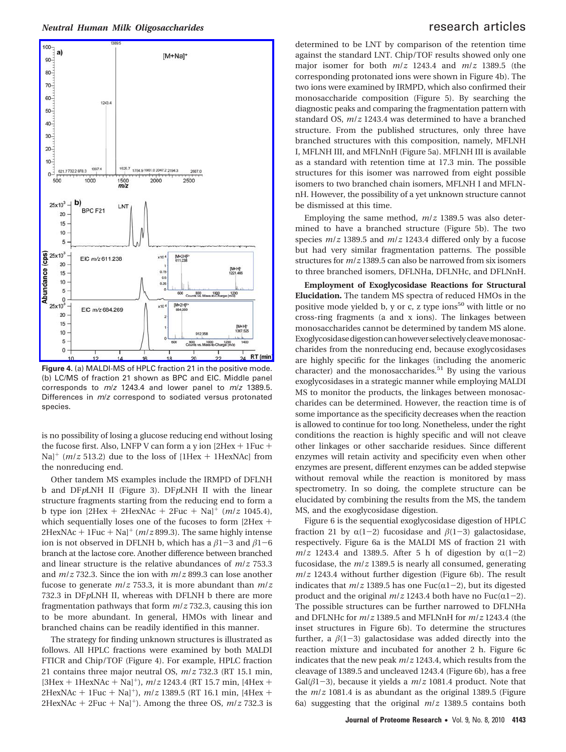**Figure 4.** (a) MALDI-MS of HPLC fraction 21 in the positive mode. (b) LC/MS of fraction 21 shown as BPC and EIC. Middle panel corresponds to $m/z$ 1243.4 and lower panel to $m/z$ 1389.5. Differences in $m/z$ correspond to sodiated versus protonated species.

is no possibility of losing a glucose reducing end without losing the fucose first. Also, LNFP V can form a y ion [2Hex + 1Fuc + Na]$^+$ ($m/z$ 513.2) due to the loss of [1Hex + 1HexNAc] from the nonreducing end.

Other tandem MS examples include the IRMPD of DFLNH b and DF*p*LNH II (Figure 3). DF*p*LNH II with the linear structure fragments starting from the reducing end to form a b type ion [2Hex + 2HexNAc + 2Fuc + Na]$^+$ ($m/z$ 1045.4), which sequentially loses one of the fucoses to form [2Hex + 2HexNAc + 1Fuc + Na]$^+$ ($m/z$ 899.3). The same highly intense ion is not observed in DFLNH b, which has a $\beta$1−3 and $\beta$1−6 branch at the lactose core. Another difference between branched and linear structure is the relative abundances of $m/z$ 753.3 and $m/z$ 732.3. Since the ion with $m/z$ 899.3 can lose another fucose to generate $m/z$ 753.3, it is more abundant than $m/z$ 732.3 in DF*p*LNH II, whereas with DFLNH b there are more fragmentation pathways that form $m/z$ 732.3, causing this ion to be more abundant. In general, HMOs with linear and branched chains can be readily identified in this manner.

The strategy for finding unknown structures is illustrated as follows. All HPLC fractions were examined by both MALDI FTICR and Chip/TOF (Figure 4). For example, HPLC fraction 21 contains three major neutral OS, $m/z$ 732.3 (RT 15.1 min, [3Hex + 1HexNAc + Na]$^+$), $m/z$ 1243.4 (RT 15.7 min, [4Hex + 2HexNAc + 1Fuc + Na]$^+$), $m/z$ 1389.5 (RT 16.1 min, [4Hex + 2HexNAc + 2Fuc + Na]$^+$). Among the three OS, $m/z$ 732.3 is determined to be LNT by comparison of the retention time against the standard LNT. Chip/TOF results showed only one major isomer for both $m/z$ 1243.4 and $m/z$ 1389.5 (the corresponding protonated ions were shown in Figure 4b). The two ions were examined by IRMPD, which also confirmed their monosaccharide composition (Figure 5). By searching the diagnostic peaks and comparing the fragmentation pattern with standard OS, $m/z$ 1243.4 was determined to have a branched structure. From the published structures, only three have branched structures with this composition, namely, MFLNH I, MFLNH III, and MFLNnH (Figure 5a). MFLNH III is available as a standard with retention time at 17.3 min. The possible structures for this isomer was narrowed from eight possible isomers to two branched chain isomers, MFLNH I and MFLNnH. However, the possibility of a yet unknown structure cannot be dismissed at this time.

Employing the same method, $m/z$ 1389.5 was also determined to have a branched structure (Figure 5b). The two species $m/z$ 1389.5 and $m/z$ 1243.4 differed only by a fucose but had very similar fragmentation patterns. The possible structures for $m/z$ 1389.5 can also be narrowed from six isomers to three branched isomers, DFLNHa, DFLNHc, and DFLNnH.

**Employment of Exoglycosidase Reactions for Structural Elucidation.** The tandem MS spectra of reduced HMOs in the positive mode yielded b, y or c, z type ions[50] with little or no cross-ring fragments (a and x ions). The linkages between monosaccharides cannot be determined by tandem MS alone. Exoglycosidase digestion can however selectively cleave monosaccharides from the nonreducing end, because exoglycosidases are highly specific for the linkages (including the anomeric character) and the monosaccharides.[51] By using the various exoglycosidases in a strategic manner while employing MALDI MS to monitor the products, the linkages between monosaccharides can be determined. However, the reaction time is of some importance as the specificity decreases when the reaction is allowed to continue for too long. Nonetheless, under the right conditions the reaction is highly specific and will not cleave other linkages or other saccharide residues. Since different enzymes will retain activity and specificity even when other enzymes are present, different enzymes can be added stepwise without removal while the reaction is monitored by mass spectrometry. In so doing, the complete structure can be elucidated by combining the results from the MS, the tandem MS, and the exoglycosidase digestion.

Figure 6 is the sequential exoglycosidase digestion of HPLC fraction 21 by $\alpha$(1−2) fucosidase and $\beta$(1−3) galactosidase, respectively. Figure 6a is the MALDI MS of fraction 21 with $m/z$ 1243.4 and 1389.5. After 5 h of digestion by $\alpha$(1−2) fucosidase, the $m/z$ 1389.5 is nearly all consumed, generating $m/z$ 1243.4 without further digestion (Figure 6b). The result indicates that $m/z$ 1389.5 has one Fuc($\alpha$1−2), but its digested product and the original $m/z$ 1243.4 both have no Fuc($\alpha$1−2). The possible structures can be further narrowed to DFLNHa and DFLNHc for $m/z$ 1389.5 and MFLNnH for $m/z$ 1243.4 (the inset structures in Figure 6b). To determine the structures further, a $\beta$(1−3) galactosidase was added directly into the reaction mixture and incubated for another 2 h. Figure 6c indicates that the new peak $m/z$ 1243.4, which results from the cleavage of 1389.5 and uncleaved 1243.4 (Figure 6b), has a free Gal($\beta$1−3), because it yields a $m/z$ 1081.4 product. Note that the $m/z$ 1081.4 is as abundant as the original 1389.5 (Figure 6a) suggesting that the original $m/z$ 1389.5 contains both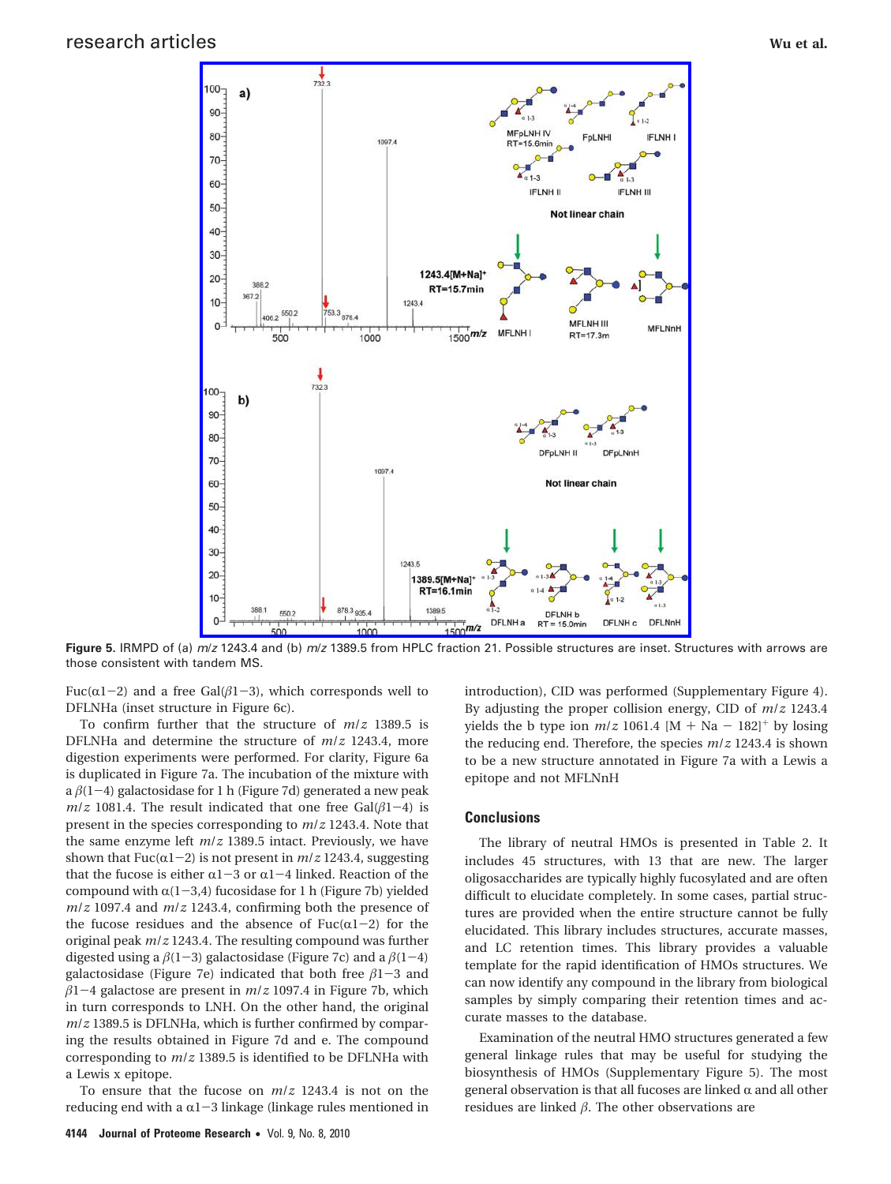**Figure 5.** IRMPD of (a) $m/z$ 1243.4 and (b) $m/z$ 1389.5 from HPLC fraction 21. Possible structures are inset. Structures with arrows are those consistent with tandem MS.

Fuc(α1−2) and a free Gal(β1−3), which corresponds well to DFLNHa (inset structure in Figure 6c).

To confirm further that the structure of $m/z$ 1389.5 is DFLNHa and determine the structure of $m/z$ 1243.4, more digestion experiments were performed. For clarity, Figure 6a is duplicated in Figure 7a. The incubation of the mixture with a β(1−4) galactosidase for 1 h (Figure 7d) generated a new peak $m/z$ 1081.4. The result indicated that one free Gal(β1−4) is present in the species corresponding to $m/z$ 1243.4. Note that the same enzyme left $m/z$ 1389.5 intact. Previously, we have shown that Fuc(α1−2) is not present in $m/z$ 1243.4, suggesting that the fucose is either α1−3 or α1−4 linked. Reaction of the compound with α(1−3,4) fucosidase for 1 h (Figure 7b) yielded $m/z$ 1097.4 and $m/z$ 1243.4, confirming both the presence of the fucose residues and the absence of Fuc(α1−2) for the original peak $m/z$ 1243.4. The resulting compound was further digested using a β(1−3) galactosidase (Figure 7c) and a β(1−4) galactosidase (Figure 7e) indicated that both free β1−3 and β1−4 galactose are present in $m/z$ 1097.4 in Figure 7b, which in turn corresponds to LNH. On the other hand, the original $m/z$ 1389.5 is DFLNHa, which is further confirmed by comparing the results obtained in Figure 7d and e. The compound corresponding to $m/z$ 1389.5 is identified to be DFLNHa with a Lewis x epitope.

To ensure that the fucose on $m/z$ 1243.4 is not on the reducing end with a α1−3 linkage (linkage rules mentioned in introduction), CID was performed (Supplementary Figure 4). By adjusting the proper collision energy, CID of $m/z$ 1243.4 yields the b type ion $m/z$ 1061.4 $[M + Na - 182]^+$ by losing the reducing end. Therefore, the species $m/z$ 1243.4 is shown to be a new structure annotated in Figure 7a with a Lewis a epitope and not MFLNnH

## Conclusions

The library of neutral HMOs is presented in Table 2. It includes 45 structures, with 13 that are new. The larger oligosaccharides are typically highly fucosylated and are often difficult to elucidate completely. In some cases, partial structures are provided when the entire structure cannot be fully elucidated. This library includes structures, accurate masses, and LC retention times. This library provides a valuable template for the rapid identification of HMOs structures. We can now identify any compound in the library from biological samples by simply comparing their retention times and accurate masses to the database.

Examination of the neutral HMO structures generated a few general linkage rules that may be useful for studying the biosynthesis of HMOs (Supplementary Figure 5). The most general observation is that all fucoses are linked α and all other residues are linked β. The other observations are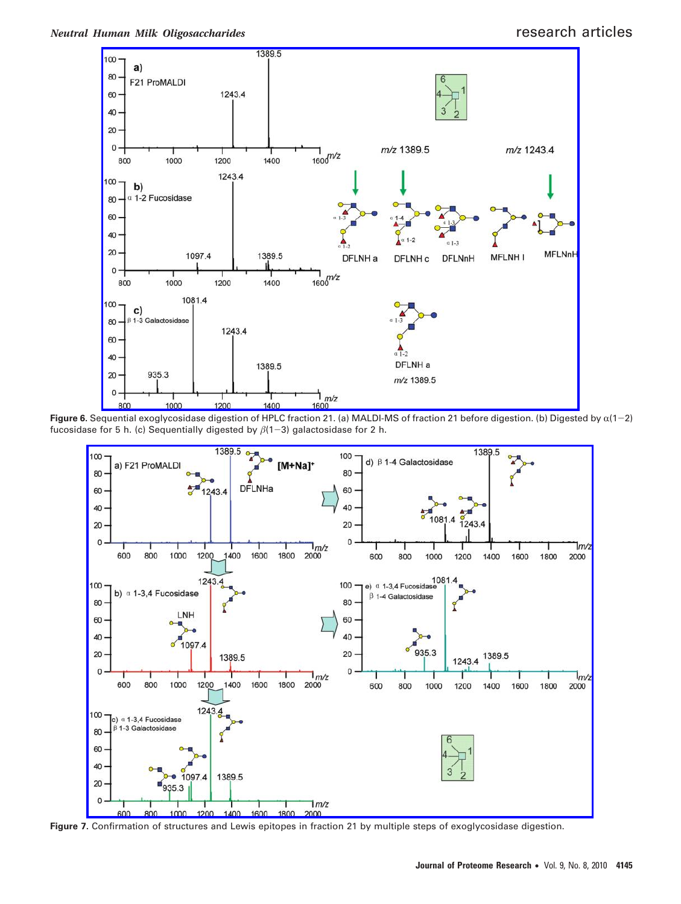Figure 6. Sequential exoglycosidase digestion of HPLC fraction 21. (a) MALDI-MS of fraction 21 before digestion. (b) Digested by α(1−2) fucosidase for 5 h. (c) Sequentially digested by β(1−3) galactosidase for 2 h.

Figure 7. Confirmation of structures and Lewis epitopes in fraction 21 by multiple steps of exoglycosidase digestion.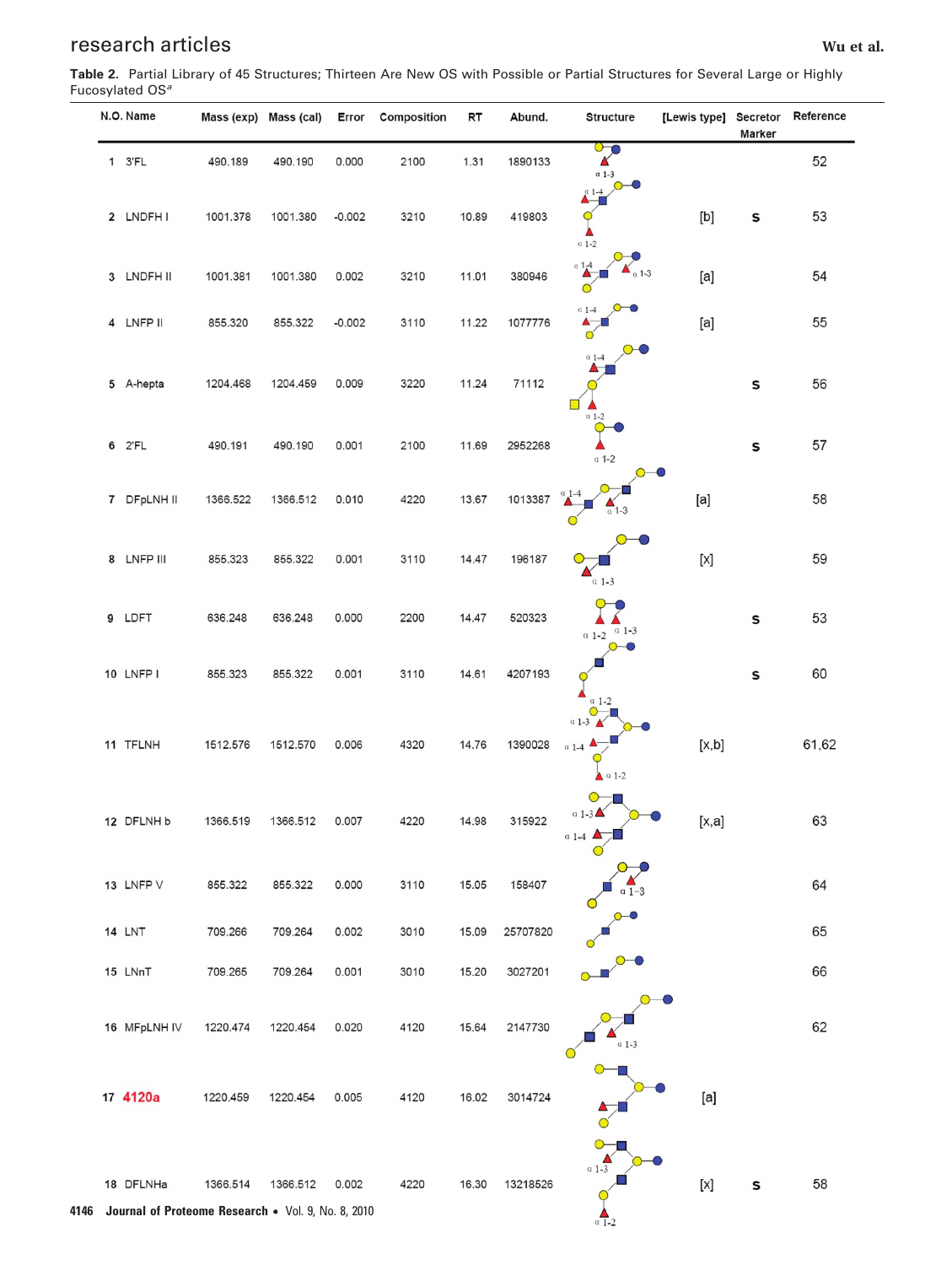**Table 2.** Partial Library of 45 Structures; Thirteen Are New OS with Possible or Partial Structures for Several Large or Highly Fucosylated OS[a]

| N.O. | Name | Mass (exp) | Mass (cal) | Error | Composition | RT | Abund. | Structure | [Lewis type] | Secretor Marker | Reference |
|---|---|---|---|---|---|---|---|---|---|---|---|
| 1 | 3'FL | 490.189 | 490.190 | 0.000 | 2100 | 1.31 | 1890133 | α 1-3 | | | 52 |
| 2 | LNDFH I | 1001.378 | 1001.380 | -0.002 | 3210 | 10.89 | 419803 | α 1-4, α 1-2 | [b] | s | 53 |
| 3 | LNDFH II | 1001.381 | 1001.380 | 0.002 | 3210 | 11.01 | 380946 | α 1-4, α 1-3 | [a] | | 54 |
| 4 | LNFP II | 855.320 | 855.322 | -0.002 | 3110 | 11.22 | 1077776 | α 1-4 | [a] | | 55 |
| 5 | A-hepta | 1204.468 | 1204.459 | 0.009 | 3220 | 11.24 | 71112 | α 1-4, α 1-2 | | s | 56 |
| 6 | 2'FL | 490.191 | 490.190 | 0.001 | 2100 | 11.69 | 2952268 | α 1-2 | | s | 57 |
| 7 | DFpLNH II | 1366.522 | 1366.512 | 0.010 | 4220 | 13.67 | 1013387 | α 1-4, α 1-3 | [a] | | 58 |
| 8 | LNFP III | 855.323 | 855.322 | 0.001 | 3110 | 14.47 | 196187 | α 1-3 | [x] | | 59 |
| 9 | LDFT | 636.248 | 636.248 | 0.000 | 2200 | 14.47 | 520323 | α 1-2, α 1-3 | | s | 53 |
| 10 | LNFP I | 855.323 | 855.322 | 0.001 | 3110 | 14.61 | 4207193 | α 1-2 | | s | 60 |
| 11 | TFLNH | 1512.576 | 1512.570 | 0.006 | 4320 | 14.76 | 1390028 | α 1-3, α 1-4, α 1-2 | [x,b] | | 61,62 |
| 12 | DFLNH b | 1366.519 | 1366.512 | 0.007 | 4220 | 14.98 | 315922 | α 1-3, α 1-4 | [x,a] | | 63 |
| 13 | LNFP V | 855.322 | 855.322 | 0.000 | 3110 | 15.05 | 158407 | α 1-3 | | | 64 |
| 14 | LNT | 709.266 | 709.264 | 0.002 | 3010 | 15.09 | 25707820 | | | | 65 |
| 15 | LNnT | 709.265 | 709.264 | 0.001 | 3010 | 15.20 | 3027201 | | | | 66 |
| 16 | MFpLNH IV | 1220.474 | 1220.454 | 0.020 | 4120 | 15.64 | 2147730 | α 1-3 | | | 62 |
| 17 | 4120a | 1220.459 | 1220.454 | 0.005 | 4120 | 16.02 | 3014724 | | [a] | | |
| 18 | DFLNHa | 1366.514 | 1366.512 | 0.002 | 4220 | 16.30 | 13218526 | α 1-3, α 1-2 | [x] | s | 58 |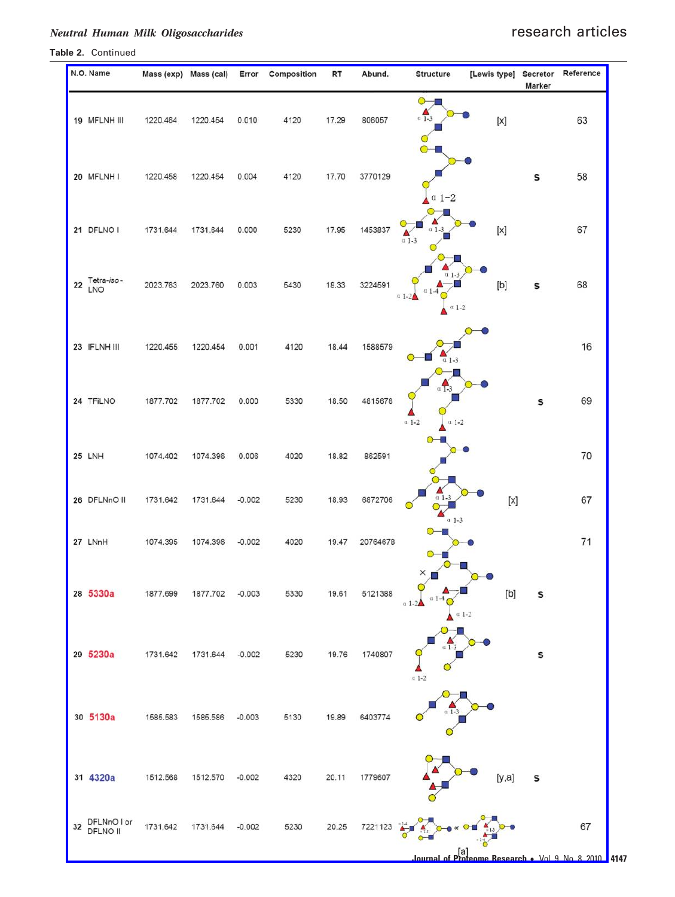**Table 2.** Continued

| N.O. | Name | Mass (exp) | Mass (cal) | Error | Composition | RT | Abund. | Structure | [Lewis type] | Secretor Marker | Reference |
|---|---|---|---|---|---|---|---|---|---|---|---|
| 19 | MFLNH III | 1220.464 | 1220.454 | 0.010 | 4120 | 17.29 | 806057 | α 1-3 | [x] | | 63 |
| 20 | MFLNH I | 1220.458 | 1220.454 | 0.004 | 4120 | 17.70 | 3770129 | α 1−2 | | S | 58 |
| 21 | DFLNO I | 1731.644 | 1731.644 | 0.000 | 5230 | 17.95 | 1453837 | α 1-3, α 1-3 | [x] | | 67 |
| 22 | Tetra-*iso*-LNO | 2023.763 | 2023.760 | 0.003 | 5430 | 18.33 | 3224591 | α 1-3, α 1-4, α 1-2, α 1-2 | [b] | S | 68 |
| 23 | IFLNH III | 1220.455 | 1220.454 | 0.001 | 4120 | 18.44 | 1588579 | α 1-3 | | | 16 |
| 24 | TFiLNO | 1877.702 | 1877.702 | 0.000 | 5330 | 18.50 | 4815678 | α 1-3, α 1-2, α 1-2 | | S | 69 |
| 25 | LNH | 1074.402 | 1074.396 | 0.006 | 4020 | 18.82 | 862591 | | | | 70 |
| 26 | DFLNnO II | 1731.642 | 1731.644 | -0.002 | 5230 | 18.93 | 6872706 | α 1-3, α 1-3 | [x] | | 67 |
| 27 | LNnH | 1074.395 | 1074.396 | -0.002 | 4020 | 19.47 | 20764678 | | | | 71 |
| 28 | 5330a | 1877.699 | 1877.702 | -0.003 | 5330 | 19.61 | 5121388 | α 1-2, α 1-4, α 1-2 | [b] | S | |
| 29 | 5230a | 1731.642 | 1731.644 | -0.002 | 5230 | 19.76 | 1740807 | α 1-3, α 1-2 | | S | |
| 30 | 5130a | 1585.583 | 1585.586 | -0.003 | 5130 | 19.89 | 6403774 | α 1-3 | | | |
| 31 | 4320a | 1512.568 | 1512.570 | -0.002 | 4320 | 20.11 | 1779607 | | [y,a] | S | |
| 32 | DFLNnO I or DFLNO II | 1731.642 | 1731.644 | -0.002 | 5230 | 20.25 | 7221123 | α 1-4, α 1-3 or α 1-3, α 1-4 [a] | | | 67 |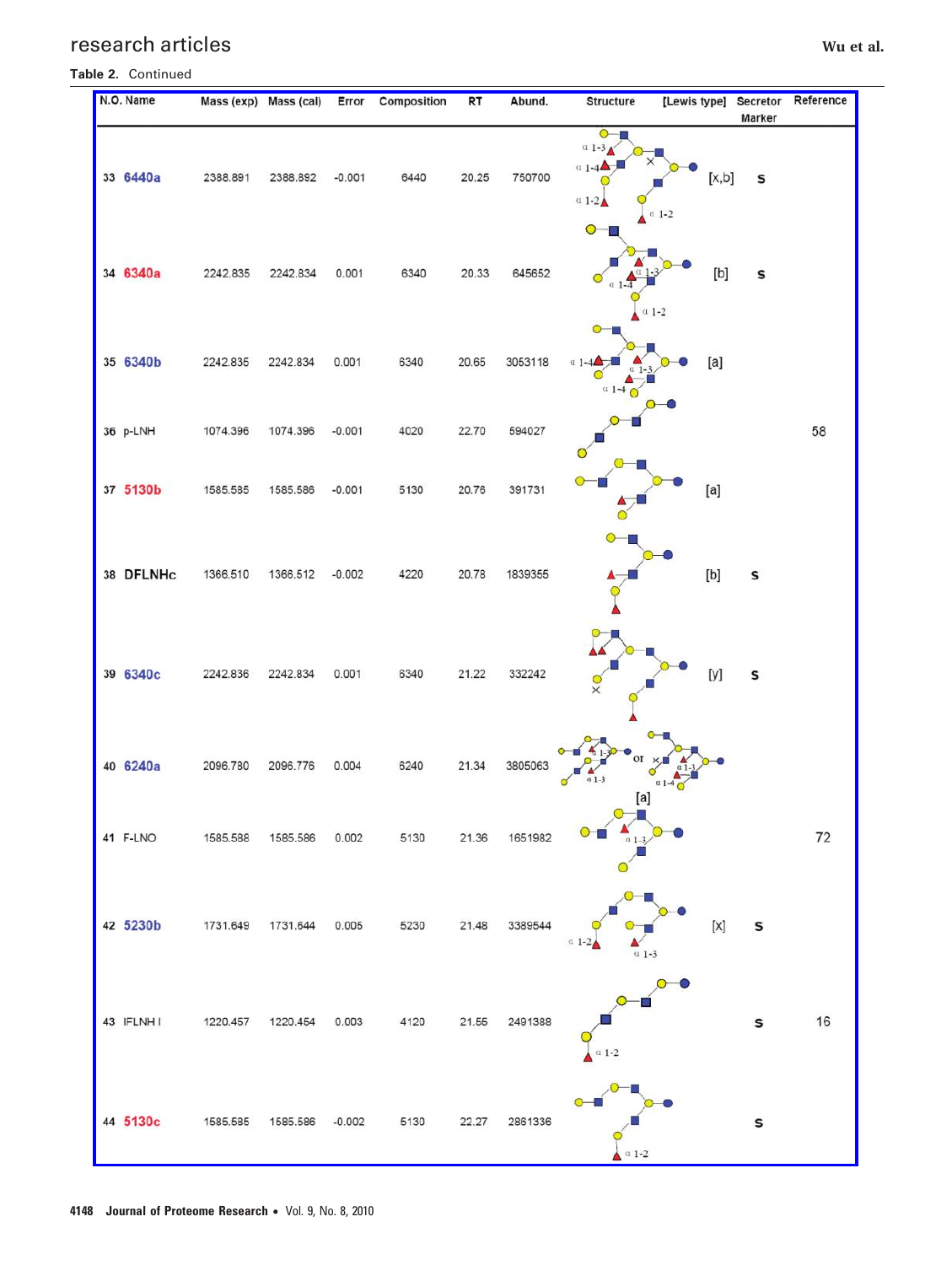**Table 2.** Continued

| N.O. | Name | Mass (exp) | Mass (cal) | Error | Composition | RT | Abund. | Structure | [Lewis type] | Secretor Marker | Reference |
|---|---|---|---|---|---|---|---|---|---|---|---|
| 33 | 6440a | 2388.891 | 2388.892 | -0.001 | 6440 | 20.25 | 750700 | α 1-3, α 1-4, α 1-2, α 1-2 | [x,b] | s | |
| 34 | 6340a | 2242.835 | 2242.834 | 0.001 | 6340 | 20.33 | 645652 | α 1-3, α 1-4, α 1-2 | [b] | s | |
| 35 | 6340b | 2242.835 | 2242.834 | 0.001 | 6340 | 20.65 | 3053118 | α 1-4, α 1-3, α 1-4 | [a] | | |
| 36 | p-LNH | 1074.396 | 1074.396 | -0.001 | 4020 | 22.70 | 594027 | | | | 58 |
| 37 | 5130b | 1585.585 | 1585.586 | -0.001 | 5130 | 20.76 | 391731 | | [a] | | |
| 38 | DFLNHc | 1366.510 | 1366.512 | -0.002 | 4220 | 20.78 | 1839355 | | [b] | s | |
| 39 | 6340c | 2242.836 | 2242.834 | 0.001 | 6340 | 21.22 | 332242 | | [y] | s | |
| 40 | 6240a | 2096.780 | 2096.776 | 0.004 | 6240 | 21.34 | 3805063 | α 1-3, α 1-3 or α 1-3, α 1-4 | [a] | | |
| 41 | F-LNO | 1585.588 | 1585.586 | 0.002 | 5130 | 21.36 | 1651982 | α 1-3 | | | 72 |
| 42 | 5230b | 1731.649 | 1731.644 | 0.005 | 5230 | 21.48 | 3389544 | α 1-2, α 1-3 | [x] | s | |
| 43 | IFLNH I | 1220.457 | 1220.454 | 0.003 | 4120 | 21.55 | 2491388 | α 1-2 | | s | 16 |
| 44 | 5130c | 1585.585 | 1585.586 | -0.002 | 5130 | 22.27 | 2861336 | α 1-2 | | s | |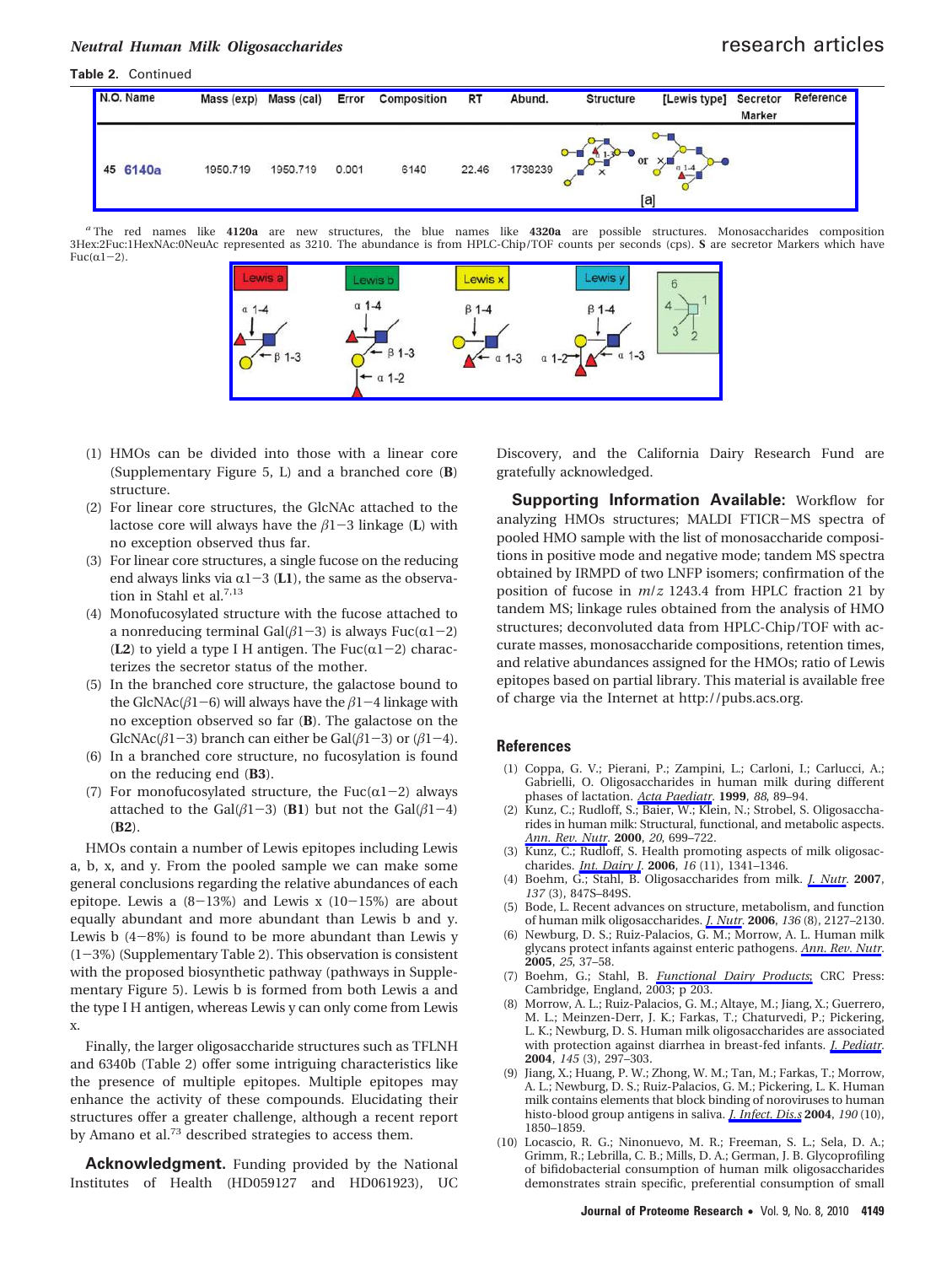**Table 2.** Continued

| N.O. | Name | Mass (exp) | Mass (cal) | Error | Composition | RT | Abund. | Structure | [Lewis type] | Secretor Marker | Reference |
|---|---|---|---|---|---|---|---|---|---|---|---|
| 45 | 6140a | 1950.719 | 1950.719 | 0.001 | 6140 | 22.46 | 1738239 | or | [a] | | |

[a] The red names like **4120a** are new structures, the blue names like **4320a** are possible structures. Monosaccharides composition 3Hex:2Fuc:1HexNAc:0NeuAc represented as 3210. The abundance is from HPLC-Chip/TOF counts per seconds (cps). **S** are secretor Markers which have Fuc(α1−2).

Lewis a: α 1-4, β 1-3 — Lewis b: α 1-4, β 1-3, α 1-2 — Lewis x: β 1-4, α 1-3 — Lewis y: β 1-4, α 1-2, α 1-3

(1) HMOs can be divided into those with a linear core (Supplementary Figure 5, L) and a branched core (**B**) structure.

(2) For linear core structures, the GlcNAc attached to the lactose core will always have the β1−3 linkage (**L**) with no exception observed thus far.

(3) For linear core structures, a single fucose on the reducing end always links via α1−3 (**L1**), the same as the observation in Stahl et al.[7,13]

(4) Monofucosylated structure with the fucose attached to a nonreducing terminal Gal(β1−3) is always Fuc(α1−2) (**L2**) to yield a type I H antigen. The Fuc(α1−2) characterizes the secretor status of the mother.

(5) In the branched core structure, the galactose bound to the GlcNAc(β1−6) will always have the β1−4 linkage with no exception observed so far (**B**). The galactose on the GlcNAc(β1−3) branch can either be Gal(β1−3) or (β1−4).

(6) In a branched core structure, no fucosylation is found on the reducing end (**B3**).

(7) For monofucosylated structure, the Fuc(α1−2) always attached to the Gal(β1−3) (**B1**) but not the Gal(β1−4) (**B2**).

HMOs contain a number of Lewis epitopes including Lewis a, b, x, and y. From the pooled sample we can make some general conclusions regarding the relative abundances of each epitope. Lewis a (8−13%) and Lewis x (10−15%) are about equally abundant and more abundant than Lewis b and y. Lewis b (4−8%) is found to be more abundant than Lewis y (1−3%) (Supplementary Table 2). This observation is consistent with the proposed biosynthetic pathway (pathways in Supplementary Figure 5). Lewis b is formed from both Lewis a and the type I H antigen, whereas Lewis y can only come from Lewis x.

Finally, the larger oligosaccharide structures such as TFLNH and 6340b (Table 2) offer some intriguing characteristics like the presence of multiple epitopes. Multiple epitopes may enhance the activity of these compounds. Elucidating their structures offer a greater challenge, although a recent report by Amano et al.[73] described strategies to access them.

**Acknowledgment.** Funding provided by the National Institutes of Health (HD059127 and HD061923), UC Discovery, and the California Dairy Research Fund are gratefully acknowledged.

**Supporting Information Available:** Workflow for analyzing HMOs structures; MALDI FTICR−MS spectra of pooled HMO sample with the list of monosaccharide compositions in positive mode and negative mode; tandem MS spectra obtained by IRMPD of two LNFP isomers; confirmation of the position of fucose in $m/z$ 1243.4 from HPLC fraction 21 by tandem MS; linkage rules obtained from the analysis of HMO structures; deconvoluted data from HPLC-Chip/TOF with accurate masses, monosaccharide compositions, retention times, and relative abundances assigned for the HMOs; ratio of Lewis epitopes based on partial library. This material is available free of charge via the Internet at http://pubs.acs.org.

## References

(1) Coppa, G. V.; Pierani, P.; Zampini, L.; Carloni, I.; Carlucci, A.; Gabrielli, O. Oligosaccharides in human milk during different phases of lactation. *Acta Paediatr.* **1999**, *88*, 89–94.

(2) Kunz, C.; Rudloff, S.; Baier, W.; Klein, N.; Strobel, S. Oligosaccharides in human milk: Structural, functional, and metabolic aspects. *Ann. Rev. Nutr.* **2000**, *20*, 699–722.

(3) Kunz, C.; Rudloff, S. Health promoting aspects of milk oligosaccharides. *Int. Dairy J.* **2006**, *16* (11), 1341–1346.

(4) Boehm, G.; Stahl, B. Oligosaccharides from milk. *J. Nutr.* **2007**, *137* (3), 847S–849S.

(5) Bode, L. Recent advances on structure, metabolism, and function of human milk oligosaccharides. *J. Nutr.* **2006**, *136* (8), 2127–2130.

(6) Newburg, D. S.; Ruiz-Palacios, G. M.; Morrow, A. L. Human milk glycans protect infants against enteric pathogens. *Ann. Rev. Nutr.* **2005**, *25*, 37–58.

(7) Boehm, G.; Stahl, B. *Functional Dairy Products*; CRC Press: Cambridge, England, 2003; p 203.

(8) Morrow, A. L.; Ruiz-Palacios, G. M.; Altaye, M.; Jiang, X.; Guerrero, M. L.; Meinzen-Derr, J. K.; Farkas, T.; Chaturvedi, P.; Pickering, L. K.; Newburg, D. S. Human milk oligosaccharides are associated with protection against diarrhea in breast-fed infants. *J. Pediatr.* **2004**, *145* (3), 297–303.

(9) Jiang, X.; Huang, P. W.; Zhong, W. M.; Tan, M.; Farkas, T.; Morrow, A. L.; Newburg, D. S.; Ruiz-Palacios, G. M.; Pickering, L. K. Human milk contains elements that block binding of noroviruses to human histo-blood group antigens in saliva. *J. Infect. Dis.* **2004**, *190* (10), 1850–1859.

(10) Locascio, R. G.; Ninonuevo, M. R.; Freeman, S. L.; Sela, D. A.; Grimm, R.; Lebrilla, C. B.; Mills, D. A.; German, J. B. Glycoprofiling of bifidobacterial consumption of human milk oligosaccharides demonstrates strain specific, preferential consumption of small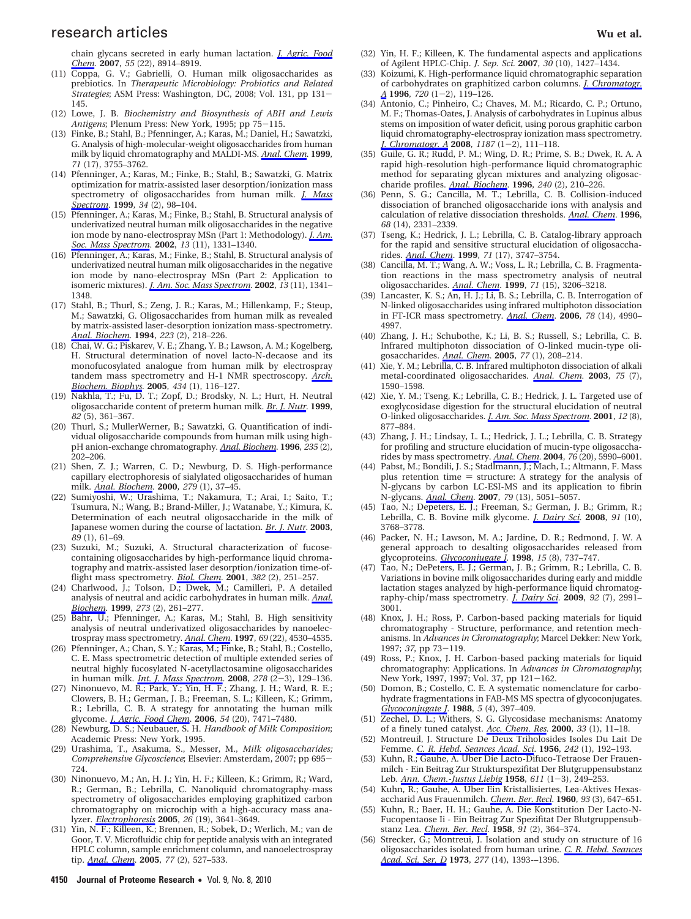chain glycans secreted in early human lactation. *J. Agric. Food Chem.* **2007**, *55* (22), 8914–8919.

(11) Coppa, G. V.; Gabrielli, O. Human milk oligosaccharides as prebiotics. In *Therapeutic Microbiology: Probiotics and Related Strategies*; ASM Press: Washington, DC, 2008; Vol. 131, pp 131–145.

(12) Lowe, J. B. *Biochemistry and Biosynthesis of ABH and Lewis Antigens*; Plenum Press: New York, 1995; pp 75–115.

(13) Finke, B.; Stahl, B.; Pfenninger, A.; Karas, M.; Daniel, H.; Sawatzki, G. Analysis of high-molecular-weight oligosaccharides from human milk by liquid chromatography and MALDI-MS. *Anal. Chem.* **1999**, *71* (17), 3755–3762.

(14) Pfenninger, A.; Karas, M.; Finke, B.; Stahl, B.; Sawatzki, G. Matrix optimization for matrix-assisted laser desorption/ionization mass spectrometry of oligosaccharides from human milk. *J. Mass Spectrom.* **1999**, *34* (2), 98–104.

(15) Pfenninger, A.; Karas, M.; Finke, B.; Stahl, B. Structural analysis of underivatized neutral human milk oligosaccharides in the negative ion mode by nano-electrospray MSn (Part 1: Methodology). *J. Am. Soc. Mass Spectrom.* **2002**, *13* (11), 1331–1340.

(16) Pfenninger, A.; Karas, M.; Finke, B.; Stahl, B. Structural analysis of underivatized neutral human milk oligosaccharides in the negative ion mode by nano-electrospray MSn (Part 2: Application to isomeric mixtures). *J. Am. Soc. Mass Spectrom.* **2002**, *13* (11), 1341–1348.

(17) Stahl, B.; Thurl, S.; Zeng, J. R.; Karas, M.; Hillenkamp, F.; Steup, M.; Sawatzki, G. Oligosaccharides from human milk as revealed by matrix-assisted laser-desorption ionization mass-spectrometry. *Anal. Biochem.* **1994**, *223* (2), 218–226.

(18) Chai, W. G.; Piskarev, V. E.; Zhang, Y. B.; Lawson, A. M.; Kogelberg, H. Structural determination of novel lacto-N-decaose and its monofucosylated analogue from human milk by electrospray tandem mass spectrometry and H-1 NMR spectroscopy. *Arch. Biochem. Biophys.* **2005**, *434* (1), 116–127.

(19) Nakhla, T.; Fu, D. T.; Zopf, D.; Brodsky, N. L.; Hurt, H. Neutral oligosaccharide content of preterm human milk. *Br. J. Nutr.* **1999**, *82* (5), 361–367.

(20) Thurl, S.; MullerWerner, B.; Sawatzki, G. Quantification of individual oligosaccharide compounds from human milk using high-pH anion-exchange chromatography. *Anal. Biochem.* **1996**, *235* (2), 202–206.

(21) Shen, Z. J.; Warren, C. D.; Newburg, D. S. High-performance capillary electrophoresis of sialylated oligosaccharides of human milk. *Anal. Biochem.* **2000**, *279* (1), 37–45.

(22) Sumiyoshi, W.; Urashima, T.; Nakamura, T.; Arai, I.; Saito, T.; Tsumura, N.; Wang, B.; Brand-Miller, J.; Watanabe, Y.; Kimura, K. Determination of each neutral oligosaccharide in the milk of Japanese women during the course of lactation. *Br. J. Nutr.* **2003**, *89* (1), 61–69.

(23) Suzuki, M.; Suzuki, A. Structural characterization of fucose-containing oligosaccharides by high-performance liquid chromatography and matrix-assisted laser desorption/ionization time-of-flight mass spectrometry. *Biol. Chem.* **2001**, *382* (2), 251–257.

(24) Charlwood, J.; Tolson, D.; Dwek, M.; Camilleri, P. A detailed analysis of neutral and acidic carbohydrates in human milk. *Anal. Biochem.* **1999**, *273* (2), 261–277.

(25) Bahr, U.; Pfenninger, A.; Karas, M.; Stahl, B. High sensitivity analysis of neutral underivatized oligosaccharides by nanoelectrospray mass spectrometry. *Anal. Chem.* **1997**, *69* (22), 4530–4535.

(26) Pfenninger, A.; Chan, S. Y.; Karas, M.; Finke, B.; Stahl, B.; Costello, C. E. Mass spectrometric detection of multiple extended series of neutral highly fucosylated N-acetyllactosamine oligosaccharides in human milk. *Int. J. Mass Spectrom.* **2008**, *278* (2–3), 129–136.

(27) Ninonuevo, M. R.; Park, Y.; Yin, H. F.; Zhang, J. H.; Ward, R. E.; Clowers, B. H.; German, J. B.; Freeman, S. L.; Killeen, K.; Grimm, R.; Lebrilla, C. B. A strategy for annotating the human milk glycome. *J. Agric. Food Chem.* **2006**, *54* (20), 7471–7480.

(28) Newburg, D. S.; Neubauer, S. H. *Handbook of Milk Composition*; Academic Press: New York, 1995.

(29) Urashima, T., Asakuma, S., Messer, M., *Milk oligosaccharides; Comprehensive Glycoscience*; Elsevier: Amsterdam, 2007; pp 695–724.

(30) Ninonuevo, M.; An, H. J.; Yin, H. F.; Killeen, K.; Grimm, R.; Ward, R.; German, B.; Lebrilla, C. Nanoliquid chromatography-mass spectrometry of oligosaccharides employing graphitized carbon chromatography on microchip with a high-accuracy mass analyzer. *Electrophoresis* **2005**, *26* (19), 3641–3649.

(31) Yin, N. F.; Killeen, K.; Brennen, R.; Sobek, D.; Werlich, M.; van de Goor, T. V. Microfluidic chip for peptide analysis with an integrated HPLC column, sample enrichment column, and nanoelectrospray tip. *Anal. Chem.* **2005**, *77* (2), 527–533.

(32) Yin, H. F.; Killeen, K. The fundamental aspects and applications of Agilent HPLC-Chip. *J. Sep. Sci.* **2007**, *30* (10), 1427–1434.

(33) Koizumi, K. High-performance liquid chromatographic separation of carbohydrates on graphitized carbon columns. *J. Chromatogr. A* **1996**, *720* (1–2), 119–126.

(34) Antonio, C.; Pinheiro, C.; Chaves, M. M.; Ricardo, C. P.; Ortuno, M. F.; Thomas-Oates, J. Analysis of carbohydrates in Lupinus albus stems on imposition of water deficit, using porous graphitic carbon liquid chromatography-electrospray ionization mass spectrometry. *J. Chromatogr. A* **2008**, *1187* (1–2), 111–118.

(35) Guile, G. R.; Rudd, P. M.; Wing, D. R.; Prime, S. B.; Dwek, R. A. A rapid high-resolution high-performance liquid chromatographic method for separating glycan mixtures and analyzing oligosaccharide profiles. *Anal. Biochem.* **1996**, *240* (2), 210–226.

(36) Penn, S. G.; Cancilla, M. T.; Lebrilla, C. B. Collision-induced dissociation of branched oligosaccharide ions with analysis and calculation of relative dissociation thresholds. *Anal. Chem.* **1996**, *68* (14), 2331–2339.

(37) Tseng, K.; Hedrick, J. L.; Lebrilla, C. B. Catalog-library approach for the rapid and sensitive structural elucidation of oligosaccharides. *Anal. Chem.* **1999**, *71* (17), 3747–3754.

(38) Cancilla, M. T.; Wang, A. W.; Voss, L. R.; Lebrilla, C. B. Fragmentation reactions in the mass spectrometry analysis of neutral oligosaccharides. *Anal. Chem.* **1999**, *71* (15), 3206–3218.

(39) Lancaster, K. S.; An, H. J.; Li, B. S.; Lebrilla, C. B. Interrogation of N-linked oligosaccharides using infrared multiphoton dissociation in FT-ICR mass spectrometry. *Anal. Chem.* **2006**, *78* (14), 4990–4997.

(40) Zhang, J. H.; Schubothe, K.; Li, B. S.; Russell, S.; Lebrilla, C. B. Infrared multiphoton dissociation of O-linked mucin-type oligosaccharides. *Anal. Chem.* **2005**, *77* (1), 208–214.

(41) Xie, Y. M.; Lebrilla, C. B. Infrared multiphoton dissociation of alkali metal-coordinated oligosaccharides. *Anal. Chem.* **2003**, *75* (7), 1590–1598.

(42) Xie, Y. M.; Tseng, K.; Lebrilla, C. B.; Hedrick, J. L. Targeted use of exoglycosidase digestion for the structural elucidation of neutral O-linked oligosaccharides. *J. Am. Soc. Mass Spectrom.* **2001**, *12* (8), 877–884.

(43) Zhang, J. H.; Lindsay, L. L.; Hedrick, J. L.; Lebrilla, C. B. Strategy for profiling and structure elucidation of mucin-type oligosaccharides by mass spectrometry. *Anal. Chem.* **2004**, *76* (20), 5990–6001.

(44) Pabst, M.; Bondili, J. S.; Stadlmann, J.; Mach, L.; Altmann, F. Mass plus retention time = structure: A strategy for the analysis of N-glycans by carbon LC-ESI-MS and its application to fibrin N-glycans. *Anal. Chem.* **2007**, *79* (13), 5051–5057.

(45) Tao, N.; Depeters, E. J.; Freeman, S.; German, J. B.; Grimm, R.; Lebrilla, C. B. Bovine milk glycome. *J. Dairy Sci.* **2008**, *91* (10), 3768–3778.

(46) Packer, N. H.; Lawson, M. A.; Jardine, D. R.; Redmond, J. W. A general approach to desalting oligosaccharides released from glycoproteins. *Glycoconjugate J.* **1998**, *15* (8), 737–747.

(47) Tao, N.; DePeters, E. J.; German, J. B.; Grimm, R.; Lebrilla, C. B. Variations in bovine milk oligosaccharides during early and middle lactation stages analyzed by high-performance liquid chromatography-chip/mass spectrometry. *J. Dairy Sci.* **2009**, *92* (7), 2991–3001.

(48) Knox, J. H.; Ross, P. Carbon-based packing materials for liquid chromatography - Structure, performance, and retention mechanisms. In *Advances in Chromatography*; Marcel Dekker: New York, 1997; *37*, pp 73–119.

(49) Ross, P.; Knox, J. H. Carbon-based packing materials for liquid chromatography: Applications. In *Advances in Chromatography*; New York, 1997, 1997; Vol. 37, pp 121–162.

(50) Domon, B.; Costello, C. E. A systematic nomenclature for carbohydrate fragmentations in FAB-MS MS spectra of glycoconjugates. *Glycoconjugate J.* **1988**, *5* (4), 397–409.

(51) Zechel, D. L.; Withers, S. G. Glycosidase mechanisms: Anatomy of a finely tuned catalyst. *Acc. Chem. Res.* **2000**, *33* (1), 11–18.

(52) Montreuil, J. Structure De Deux Triholosides Isoles Du Lait De Femme. *C. R. Hebd. Seances Acad. Sci.* **1956**, *242* (1), 192–193.

(53) Kuhn, R.; Gauhe, A. Uber Die Lacto-Difuco-Tetraose Der Frauenmilch - Ein Beitrag Zur Strukturspezifitat Der Blutgruppensubstanz Leb. *Ann. Chem.-Justus Liebig* **1958**, *611* (1–3), 249–253.

(54) Kuhn, R.; Gauhe, A. Uber Ein Kristallisiertes, Lea-Aktives Hexasaccharid Aus Frauenmilch. *Chem. Ber. Recl.* **1960**, *93* (3), 647–651.

(55) Kuhn, R.; Baer, H. H.; Gauhe, A. Die Konstitution Der Lacto-N-Fucopentaose Ii - Ein Beitrag Zur Spezifitat Der Blutgruppensubstanz Lea. *Chem. Ber. Recl.* **1958**, *91* (2), 364–374.

(56) Strecker, G.; Montreuil, J. Isolation and study on structure of 16 oligosaccharides isolated from human urine. *C. R. Hebd. Seances Acad. Sci. Ser. D* **1973**, *277* (14), 1393–1396.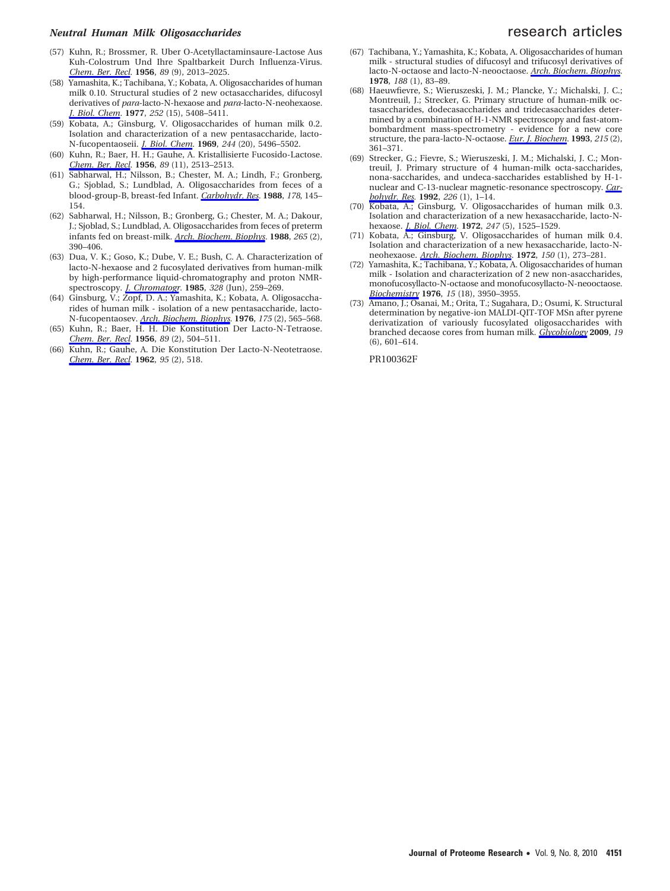(57) Kuhn, R.; Brossmer, R. Uber O-Acetyllactaminsaure-Lactose Aus Kuh-Colostrum Und Ihre Spaltbarkeit Durch Influenza-Virus. *Chem. Ber. Recl.* **1956**, *89* (9), 2013–2025.

(58) Yamashita, K.; Tachibana, Y.; Kobata, A. Oligosaccharides of human milk 0.10. Structural studies of 2 new octasaccharides, difucosyl derivatives of *para*-lacto-N-hexaose and *para*-lacto-N-neohexaose. *J. Biol. Chem.* **1977**, *252* (15), 5408–5411.

(59) Kobata, A.; Ginsburg, V. Oligosaccharides of human milk 0.2. Isolation and characterization of a new pentasaccharide, lacto-N-fucopentaoseii. *J. Biol. Chem.* **1969**, *244* (20), 5496–5502.

(60) Kuhn, R.; Baer, H. H.; Gauhe, A. Kristallisierte Fucosido-Lactose. *Chem. Ber. Recl.* **1956**, *89* (11), 2513–2513.

(61) Sabharwal, H.; Nilsson, B.; Chester, M. A.; Lindh, F.; Gronberg, G.; Sjoblad, S.; Lundblad, A. Oligosaccharides from feces of a blood-group-B, breast-fed Infant. *Carbohydr. Res.* **1988**, *178*, 145–154.

(62) Sabharwal, H.; Nilsson, B.; Gronberg, G.; Chester, M. A.; Dakour, J.; Sjoblad, S.; Lundblad, A. Oligosaccharides from feces of preterm infants fed on breast-milk. *Arch. Biochem. Biophys.* **1988**, *265* (2), 390–406.

(63) Dua, V. K.; Goso, K.; Dube, V. E.; Bush, C. A. Characterization of lacto-N-hexaose and 2 fucosylated derivatives from human-milk by high-performance liquid-chromatography and proton NMR-spectroscopy. *J. Chromatogr.* **1985**, *328* (Jun), 259–269.

(64) Ginsburg, V.; Zopf, D. A.; Yamashita, K.; Kobata, A. Oligosaccharides of human milk - isolation of a new pentasaccharide, lacto-N-fucopentaosev. *Arch. Biochem. Biophys.* **1976**, *175* (2), 565–568.

(65) Kuhn, R.; Baer, H. H. Die Konstitution Der Lacto-N-Tetraose. *Chem. Ber. Recl.* **1956**, *89* (2), 504–511.

(66) Kuhn, R.; Gauhe, A. Die Konstitution Der Lacto-N-Neotetraose. *Chem. Ber. Recl.* **1962**, *95* (2), 518.

(67) Tachibana, Y.; Yamashita, K.; Kobata, A. Oligosaccharides of human milk - structural studies of difucosyl and trifucosyl derivatives of lacto-N-octaose and lacto-N-neooctaose. *Arch. Biochem. Biophys.* **1978**, *188* (1), 83–89.

(68) Haeuwfievre, S.; Wieruszeski, J. M.; Plancke, Y.; Michalski, J. C.; Montreuil, J.; Strecker, G. Primary structure of human-milk octasaccharides, dodecasaccharides and tridecasaccharides determined by a combination of H-1-NMR spectroscopy and fast-atom-bombardment mass-spectrometry - evidence for a new core structure, the para-lacto-N-octaose. *Eur. J. Biochem.* **1993**, *215* (2), 361–371.

(69) Strecker, G.; Fievre, S.; Wieruszeski, J. M.; Michalski, J. C.; Montreuil, J. Primary structure of 4 human-milk octa-saccharides, nona-saccharides, and undeca-saccharides established by H-1-nuclear and C-13-nuclear magnetic-resonance spectroscopy. *Carbohydr. Res.* **1992**, *226* (1), 1–14.

(70) Kobata, A.; Ginsburg, V. Oligosaccharides of human milk 0.3. Isolation and characterization of a new hexasaccharide, lacto-N-hexaose. *J. Biol. Chem.* **1972**, *247* (5), 1525–1529.

(71) Kobata, A.; Ginsburg, V. Oligosaccharides of human milk 0.4. Isolation and characterization of a new hexasaccharide, lacto-N-neohexaose. *Arch. Biochem. Biophys.* **1972**, *150* (1), 273–281.

(72) Yamashita, K.; Tachibana, Y.; Kobata, A. Oligosaccharides of human milk - Isolation and characterization of 2 new non-asaccharides, monofucosyllacto-N-octaose and monofucosyllacto-N-neooctaose. *Biochemistry* **1976**, *15* (18), 3950–3955.

(73) Amano, J.; Osanai, M.; Orita, T.; Sugahara, D.; Osumi, K. Structural determination by negative-ion MALDI-QIT-TOF MSn after pyrene derivatization of variously fucosylated oligosaccharides with branched decaose cores from human milk. *Glycobiology* **2009**, *19* (6), 601–614.

PR100362F